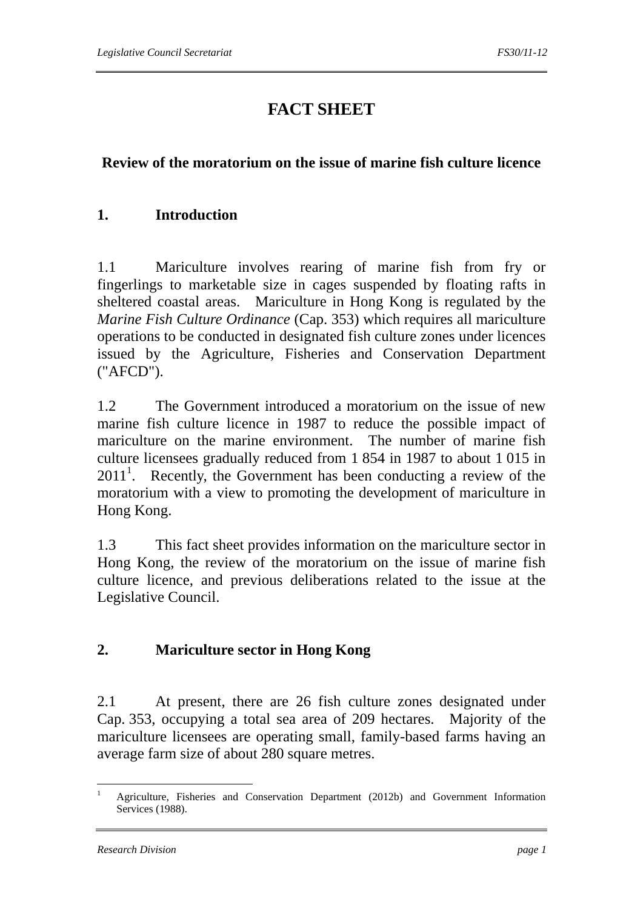# FACT SHEET

## Review of the moratorium on the issue of marine fish culture licence

## 1. Introduction

1.1 Mariculture involves rearing of marine fish from fry or fingerlings to marketable size in cages suspended by floating rafts in sheltered coastal areas. Mariculture in Hong Kong is regulated by the *Marine Fish Culture Ordinance* (Cap. 353) which requires all mariculture operations to be conducted in designated fish culture zones under licences issued by the Agriculture, Fisheries and Conservation Department ("AFCD").

1.2 The Government introduced a moratorium on the issue of new marine fish culture licence in 1987 to reduce the possible impact of mariculture on the marine environment. The number of marine fish culture licensees gradually reduced from 1 854 in 1987 to about 1 015 in 2011[1]. Recently, the Government has been conducting a review of the moratorium with a view to promoting the development of mariculture in Hong Kong.

1.3 This fact sheet provides information on the mariculture sector in Hong Kong, the review of the moratorium on the issue of marine fish culture licence, and previous deliberations related to the issue at the Legislative Council.

## 2. Mariculture sector in Hong Kong

2.1 At present, there are 26 fish culture zones designated under Cap. 353, occupying a total sea area of 209 hectares. Majority of the mariculture licensees are operating small, family-based farms having an average farm size of about 280 square metres.

---

[1] Agriculture, Fisheries and Conservation Department (2012b) and Government Information Services (1988).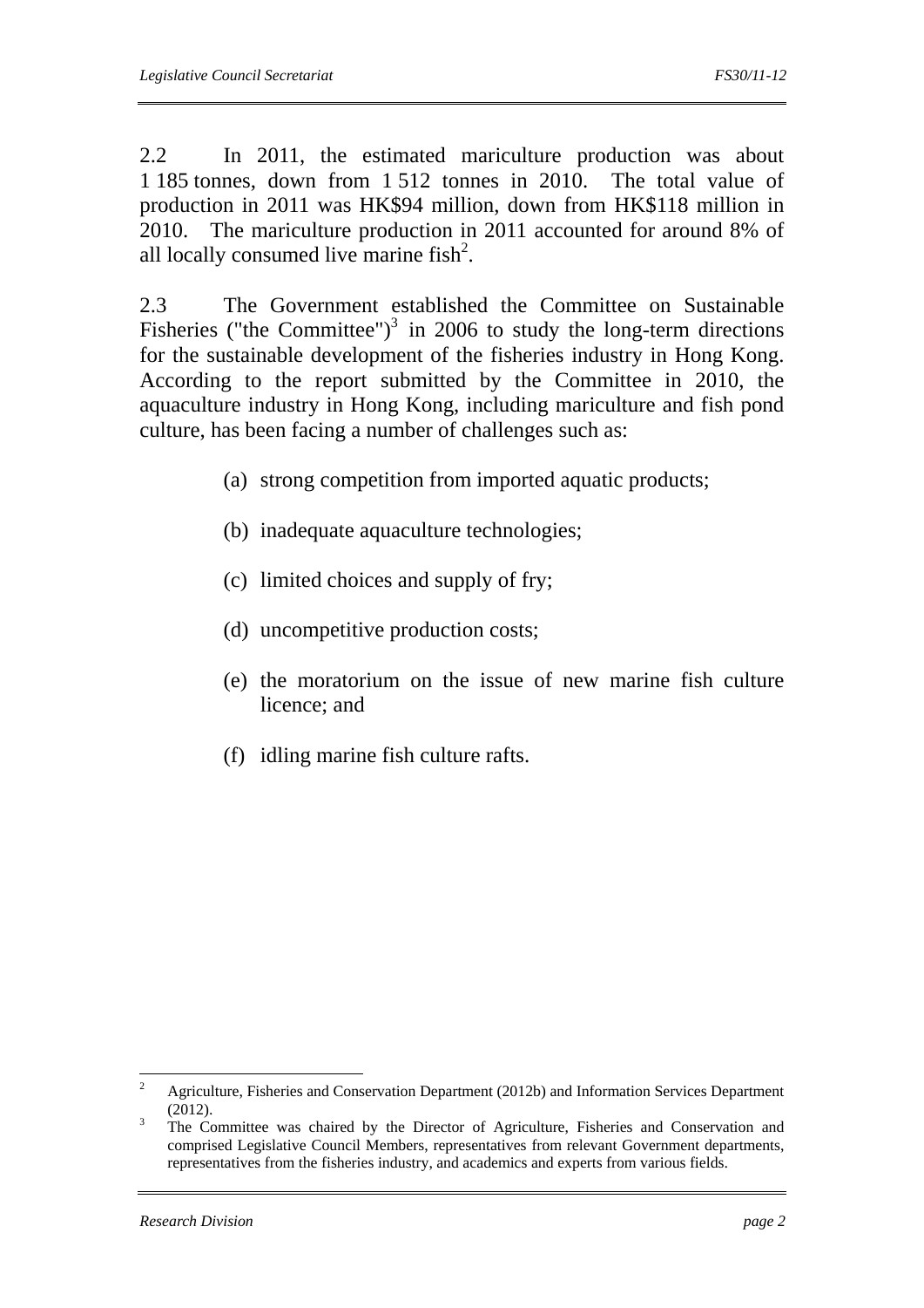2.2 In 2011, the estimated mariculture production was about 1 185 tonnes, down from 1 512 tonnes in 2010. The total value of production in 2011 was HK$94 million, down from HK$118 million in 2010. The mariculture production in 2011 accounted for around 8% of all locally consumed live marine fish[2].

2.3 The Government established the Committee on Sustainable Fisheries ("the Committee")[3] in 2006 to study the long-term directions for the sustainable development of the fisheries industry in Hong Kong. According to the report submitted by the Committee in 2010, the aquaculture industry in Hong Kong, including mariculture and fish pond culture, has been facing a number of challenges such as:

(a) strong competition from imported aquatic products;

(b) inadequate aquaculture technologies;

(c) limited choices and supply of fry;

(d) uncompetitive production costs;

(e) the moratorium on the issue of new marine fish culture licence; and

(f) idling marine fish culture rafts.

---

[2] Agriculture, Fisheries and Conservation Department (2012b) and Information Services Department (2012).

[3] The Committee was chaired by the Director of Agriculture, Fisheries and Conservation and comprised Legislative Council Members, representatives from relevant Government departments, representatives from the fisheries industry, and academics and experts from various fields.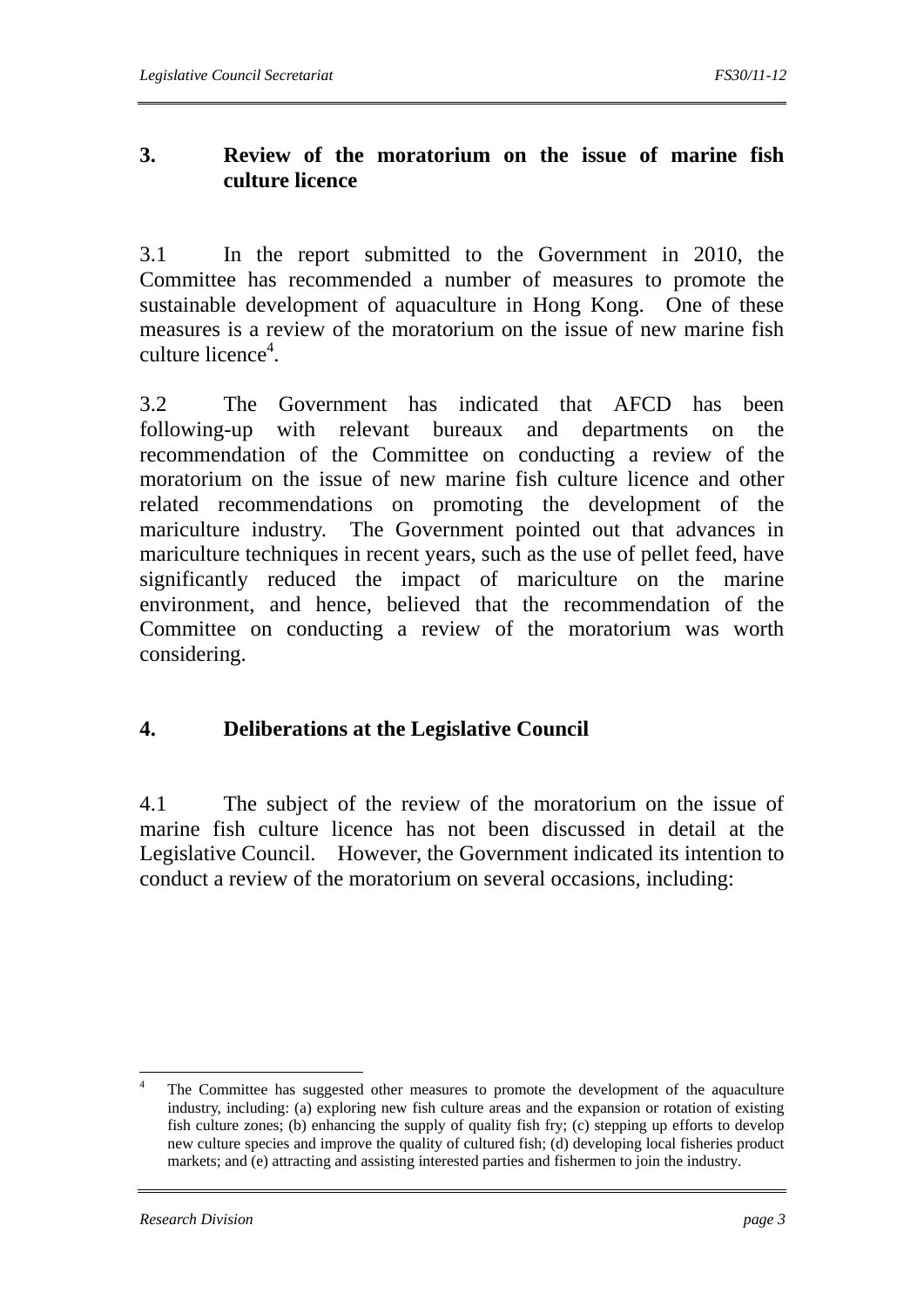## 3. Review of the moratorium on the issue of marine fish culture licence

3.1 In the report submitted to the Government in 2010, the Committee has recommended a number of measures to promote the sustainable development of aquaculture in Hong Kong. One of these measures is a review of the moratorium on the issue of new marine fish culture licence[4].

3.2 The Government has indicated that AFCD has been following-up with relevant bureaux and departments on the recommendation of the Committee on conducting a review of the moratorium on the issue of new marine fish culture licence and other related recommendations on promoting the development of the mariculture industry. The Government pointed out that advances in mariculture techniques in recent years, such as the use of pellet feed, have significantly reduced the impact of mariculture on the marine environment, and hence, believed that the recommendation of the Committee on conducting a review of the moratorium was worth considering.

## 4. Deliberations at the Legislative Council

4.1 The subject of the review of the moratorium on the issue of marine fish culture licence has not been discussed in detail at the Legislative Council. However, the Government indicated its intention to conduct a review of the moratorium on several occasions, including:

---

[4] The Committee has suggested other measures to promote the development of the aquaculture industry, including: (a) exploring new fish culture areas and the expansion or rotation of existing fish culture zones; (b) enhancing the supply of quality fish fry; (c) stepping up efforts to develop new culture species and improve the quality of cultured fish; (d) developing local fisheries product markets; and (e) attracting and assisting interested parties and fishermen to join the industry.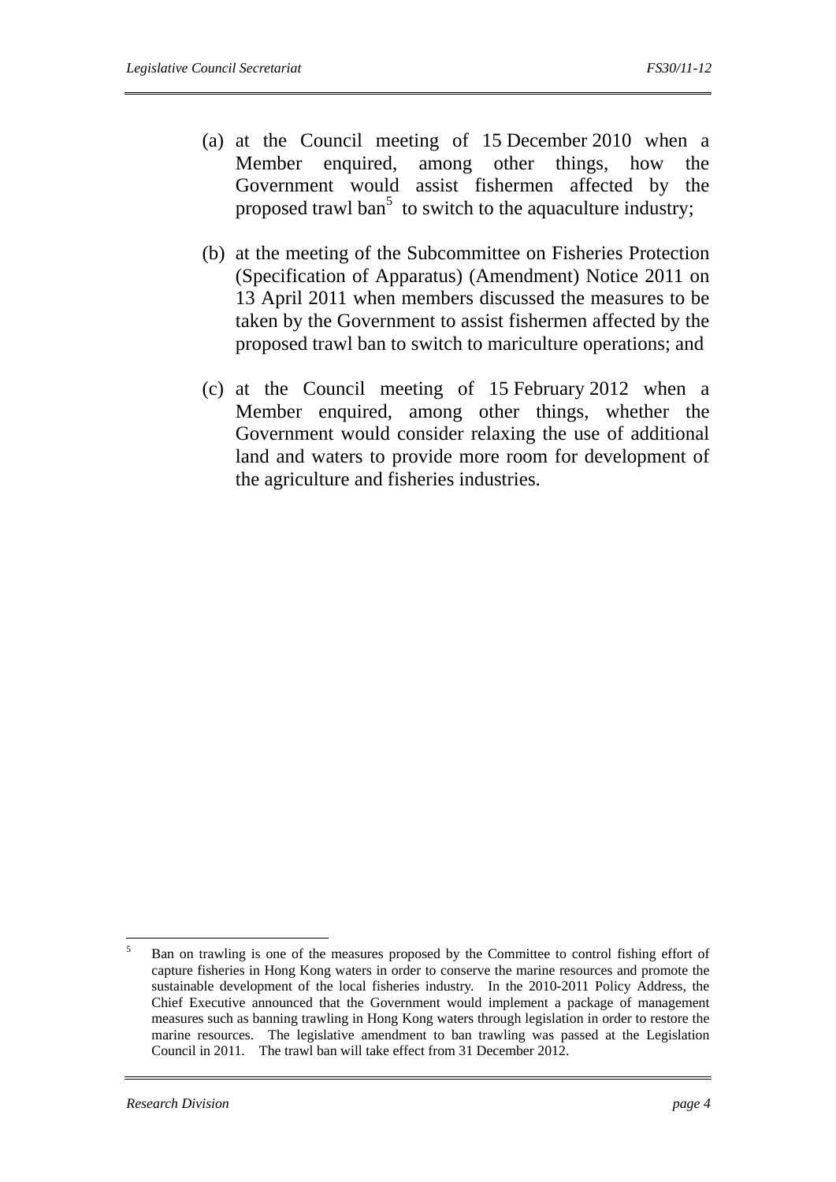(a) at the Council meeting of 15 December 2010 when a Member enquired, among other things, how the Government would assist fishermen affected by the proposed trawl ban[5] to switch to the aquaculture industry;

(b) at the meeting of the Subcommittee on Fisheries Protection (Specification of Apparatus) (Amendment) Notice 2011 on 13 April 2011 when members discussed the measures to be taken by the Government to assist fishermen affected by the proposed trawl ban to switch to mariculture operations; and

(c) at the Council meeting of 15 February 2012 when a Member enquired, among other things, whether the Government would consider relaxing the use of additional land and waters to provide more room for development of the agriculture and fisheries industries.

---

[5] Ban on trawling is one of the measures proposed by the Committee to control fishing effort of capture fisheries in Hong Kong waters in order to conserve the marine resources and promote the sustainable development of the local fisheries industry. In the 2010-2011 Policy Address, the Chief Executive announced that the Government would implement a package of management measures such as banning trawling in Hong Kong waters through legislation in order to restore the marine resources. The legislative amendment to ban trawling was passed at the Legislation Council in 2011. The trawl ban will take effect from 31 December 2012.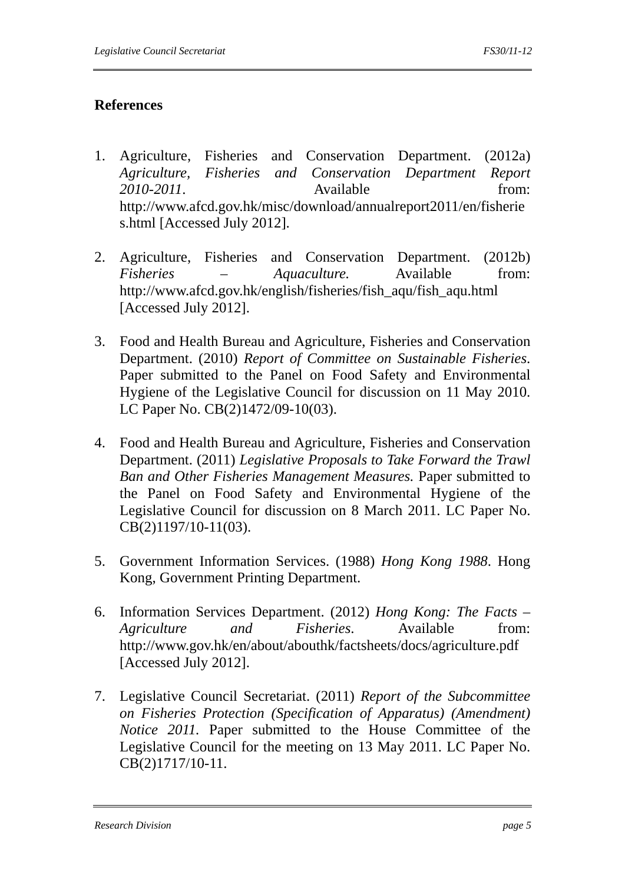## References

1. Agriculture, Fisheries and Conservation Department. (2012a) *Agriculture, Fisheries and Conservation Department Report 2010-2011*. Available from: http://www.afcd.gov.hk/misc/download/annualreport2011/en/fisheries.html [Accessed July 2012].

2. Agriculture, Fisheries and Conservation Department. (2012b) *Fisheries – Aquaculture.* Available from: http://www.afcd.gov.hk/english/fisheries/fish_aqu/fish_aqu.html [Accessed July 2012].

3. Food and Health Bureau and Agriculture, Fisheries and Conservation Department. (2010) *Report of Committee on Sustainable Fisheries*. Paper submitted to the Panel on Food Safety and Environmental Hygiene of the Legislative Council for discussion on 11 May 2010. LC Paper No. CB(2)1472/09-10(03).

4. Food and Health Bureau and Agriculture, Fisheries and Conservation Department. (2011) *Legislative Proposals to Take Forward the Trawl Ban and Other Fisheries Management Measures.* Paper submitted to the Panel on Food Safety and Environmental Hygiene of the Legislative Council for discussion on 8 March 2011. LC Paper No. CB(2)1197/10-11(03).

5. Government Information Services. (1988) *Hong Kong 1988*. Hong Kong, Government Printing Department.

6. Information Services Department. (2012) *Hong Kong: The Facts – Agriculture and Fisheries*. Available from: http://www.gov.hk/en/about/abouthk/factsheets/docs/agriculture.pdf [Accessed July 2012].

7. Legislative Council Secretariat. (2011) *Report of the Subcommittee on Fisheries Protection (Specification of Apparatus) (Amendment) Notice 2011*. Paper submitted to the House Committee of the Legislative Council for the meeting on 13 May 2011. LC Paper No. CB(2)1717/10-11.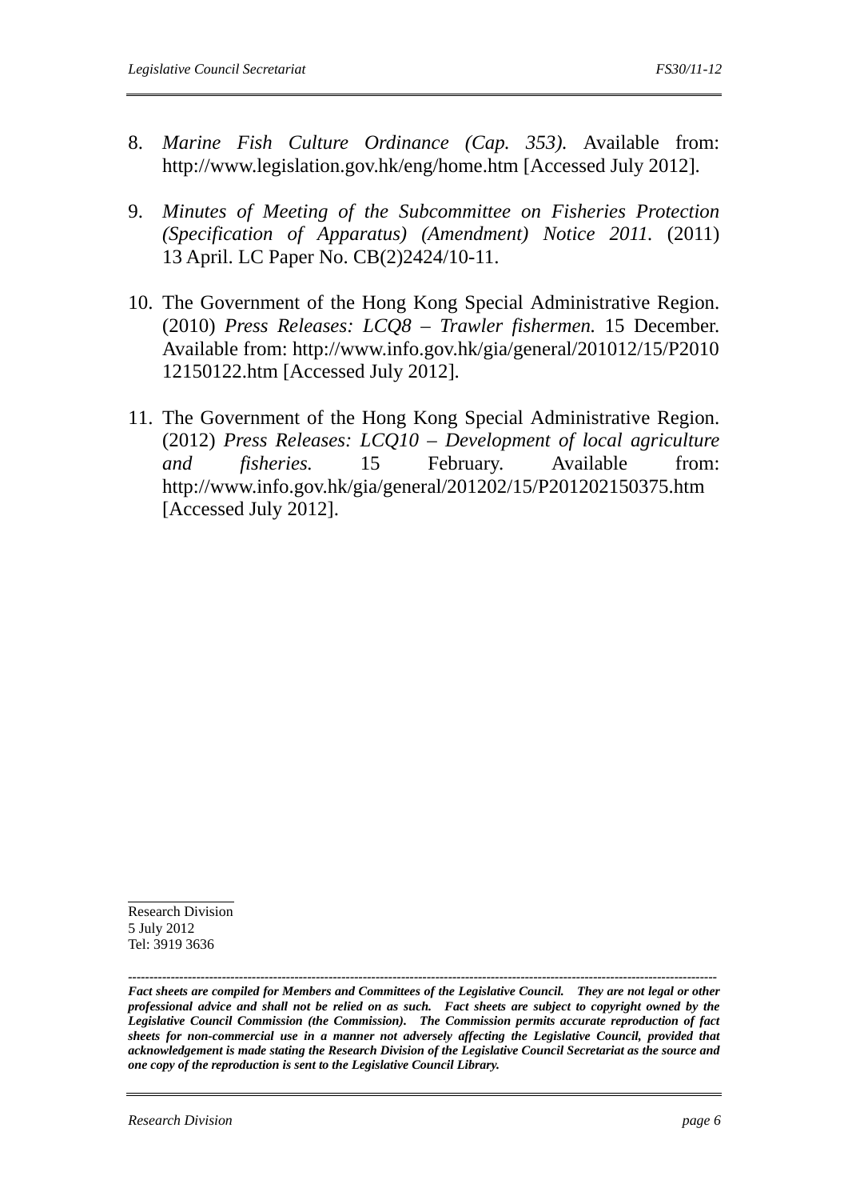8. *Marine Fish Culture Ordinance (Cap. 353).* Available from: http://www.legislation.gov.hk/eng/home.htm [Accessed July 2012].

9. *Minutes of Meeting of the Subcommittee on Fisheries Protection (Specification of Apparatus) (Amendment) Notice 2011.* (2011) 13 April. LC Paper No. CB(2)2424/10-11.

10. The Government of the Hong Kong Special Administrative Region. (2010) *Press Releases: LCQ8 – Trawler fishermen.* 15 December. Available from: http://www.info.gov.hk/gia/general/201012/15/P201012150122.htm [Accessed July 2012].

11. The Government of the Hong Kong Special Administrative Region. (2012) *Press Releases: LCQ10 – Development of local agriculture and fisheries.* 15 February. Available from: http://www.info.gov.hk/gia/general/201202/15/P201202150375.htm [Accessed July 2012].

Research Division
5 July 2012
Tel: 3919 3636

---

***Fact sheets are compiled for Members and Committees of the Legislative Council. They are not legal or other professional advice and shall not be relied on as such. Fact sheets are subject to copyright owned by the Legislative Council Commission (the Commission). The Commission permits accurate reproduction of fact sheets for non-commercial use in a manner not adversely affecting the Legislative Council, provided that acknowledgement is made stating the Research Division of the Legislative Council Secretariat as the source and one copy of the reproduction is sent to the Legislative Council Library.***